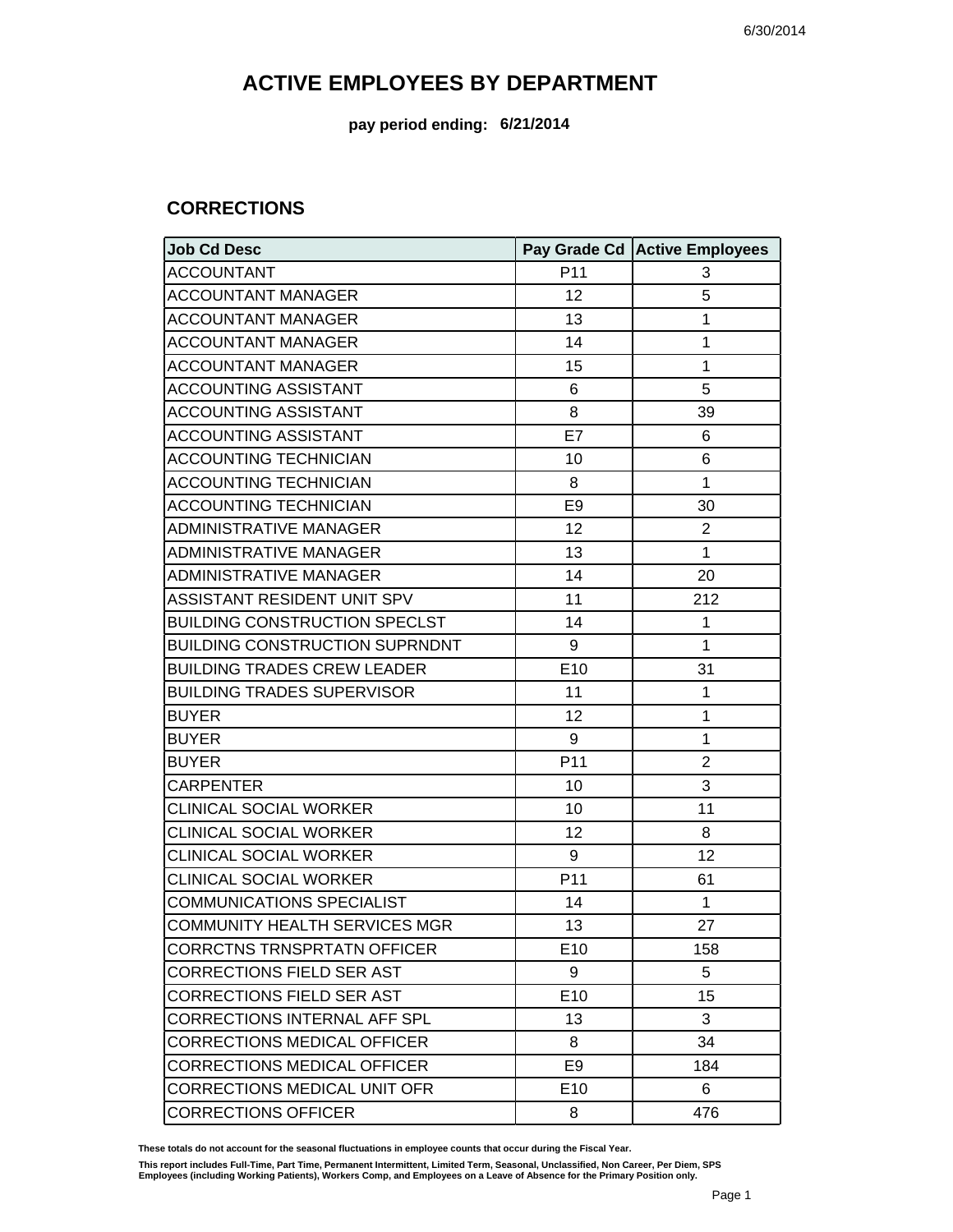# ACTIVE EMPLOYEES BY DEPARTMENT

**pay period ending: 6/21/2014**

## CORRECTIONS

| Job Cd Desc | Pay Grade Cd | Active Employees |
| --- | --- | --- |
| ACCOUNTANT | P11 | 3 |
| ACCOUNTANT MANAGER | 12 | 5 |
| ACCOUNTANT MANAGER | 13 | 1 |
| ACCOUNTANT MANAGER | 14 | 1 |
| ACCOUNTANT MANAGER | 15 | 1 |
| ACCOUNTING ASSISTANT | 6 | 5 |
| ACCOUNTING ASSISTANT | 8 | 39 |
| ACCOUNTING ASSISTANT | E7 | 6 |
| ACCOUNTING TECHNICIAN | 10 | 6 |
| ACCOUNTING TECHNICIAN | 8 | 1 |
| ACCOUNTING TECHNICIAN | E9 | 30 |
| ADMINISTRATIVE MANAGER | 12 | 2 |
| ADMINISTRATIVE MANAGER | 13 | 1 |
| ADMINISTRATIVE MANAGER | 14 | 20 |
| ASSISTANT RESIDENT UNIT SPV | 11 | 212 |
| BUILDING CONSTRUCTION SPECLST | 14 | 1 |
| BUILDING CONSTRUCTION SUPRNDNT | 9 | 1 |
| BUILDING TRADES CREW LEADER | E10 | 31 |
| BUILDING TRADES SUPERVISOR | 11 | 1 |
| BUYER | 12 | 1 |
| BUYER | 9 | 1 |
| BUYER | P11 | 2 |
| CARPENTER | 10 | 3 |
| CLINICAL SOCIAL WORKER | 10 | 11 |
| CLINICAL SOCIAL WORKER | 12 | 8 |
| CLINICAL SOCIAL WORKER | 9 | 12 |
| CLINICAL SOCIAL WORKER | P11 | 61 |
| COMMUNICATIONS SPECIALIST | 14 | 1 |
| COMMUNITY HEALTH SERVICES MGR | 13 | 27 |
| CORRCTNS TRNSPRTATN OFFICER | E10 | 158 |
| CORRECTIONS FIELD SER AST | 9 | 5 |
| CORRECTIONS FIELD SER AST | E10 | 15 |
| CORRECTIONS INTERNAL AFF SPL | 13 | 3 |
| CORRECTIONS MEDICAL OFFICER | 8 | 34 |
| CORRECTIONS MEDICAL OFFICER | E9 | 184 |
| CORRECTIONS MEDICAL UNIT OFR | E10 | 6 |
| CORRECTIONS OFFICER | 8 | 476 |

**These totals do not account for the seasonal fluctuations in employee counts that occur during the Fiscal Year.**

**This report includes Full-Time, Part Time, Permanent Intermittent, Limited Term, Seasonal, Unclassified, Non Career, Per Diem, SPS Employees (including Working Patients), Workers Comp, and Employees on a Leave of Absence for the Primary Position only.**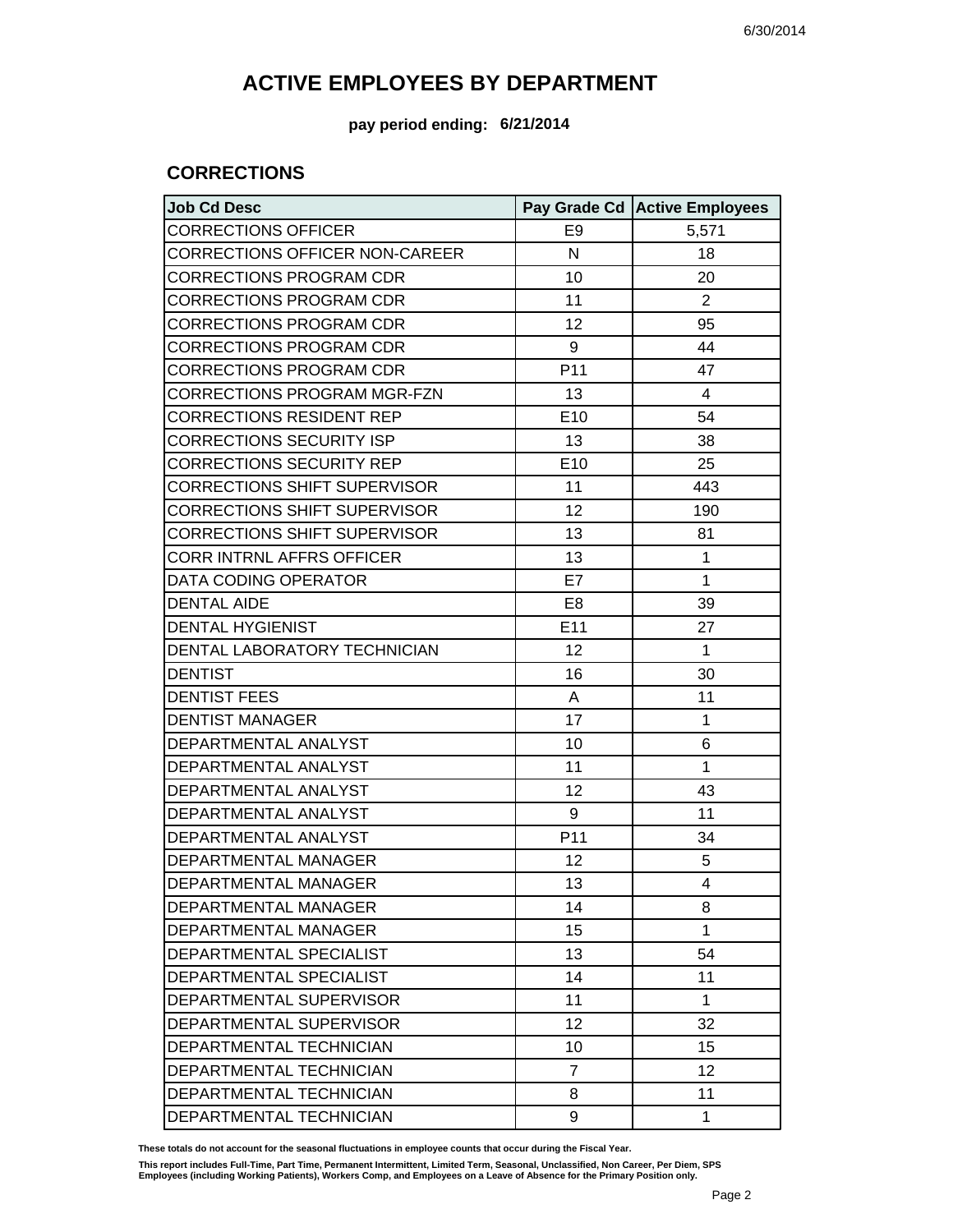# ACTIVE EMPLOYEES BY DEPARTMENT

**pay period ending: 6/21/2014**

## CORRECTIONS

| Job Cd Desc | Pay Grade Cd | Active Employees |
|---|---|---|
| CORRECTIONS OFFICER | E9 | 5,571 |
| CORRECTIONS OFFICER NON-CAREER | N | 18 |
| CORRECTIONS PROGRAM CDR | 10 | 20 |
| CORRECTIONS PROGRAM CDR | 11 | 2 |
| CORRECTIONS PROGRAM CDR | 12 | 95 |
| CORRECTIONS PROGRAM CDR | 9 | 44 |
| CORRECTIONS PROGRAM CDR | P11 | 47 |
| CORRECTIONS PROGRAM MGR-FZN | 13 | 4 |
| CORRECTIONS RESIDENT REP | E10 | 54 |
| CORRECTIONS SECURITY ISP | 13 | 38 |
| CORRECTIONS SECURITY REP | E10 | 25 |
| CORRECTIONS SHIFT SUPERVISOR | 11 | 443 |
| CORRECTIONS SHIFT SUPERVISOR | 12 | 190 |
| CORRECTIONS SHIFT SUPERVISOR | 13 | 81 |
| CORR INTRNL AFFRS OFFICER | 13 | 1 |
| DATA CODING OPERATOR | E7 | 1 |
| DENTAL AIDE | E8 | 39 |
| DENTAL HYGIENIST | E11 | 27 |
| DENTAL LABORATORY TECHNICIAN | 12 | 1 |
| DENTIST | 16 | 30 |
| DENTIST FEES | A | 11 |
| DENTIST MANAGER | 17 | 1 |
| DEPARTMENTAL ANALYST | 10 | 6 |
| DEPARTMENTAL ANALYST | 11 | 1 |
| DEPARTMENTAL ANALYST | 12 | 43 |
| DEPARTMENTAL ANALYST | 9 | 11 |
| DEPARTMENTAL ANALYST | P11 | 34 |
| DEPARTMENTAL MANAGER | 12 | 5 |
| DEPARTMENTAL MANAGER | 13 | 4 |
| DEPARTMENTAL MANAGER | 14 | 8 |
| DEPARTMENTAL MANAGER | 15 | 1 |
| DEPARTMENTAL SPECIALIST | 13 | 54 |
| DEPARTMENTAL SPECIALIST | 14 | 11 |
| DEPARTMENTAL SUPERVISOR | 11 | 1 |
| DEPARTMENTAL SUPERVISOR | 12 | 32 |
| DEPARTMENTAL TECHNICIAN | 10 | 15 |
| DEPARTMENTAL TECHNICIAN | 7 | 12 |
| DEPARTMENTAL TECHNICIAN | 8 | 11 |
| DEPARTMENTAL TECHNICIAN | 9 | 1 |

**These totals do not account for the seasonal fluctuations in employee counts that occur during the Fiscal Year.**

**This report includes Full-Time, Part Time, Permanent Intermittent, Limited Term, Seasonal, Unclassified, Non Career, Per Diem, SPS Employees (including Working Patients), Workers Comp, and Employees on a Leave of Absence for the Primary Position only.**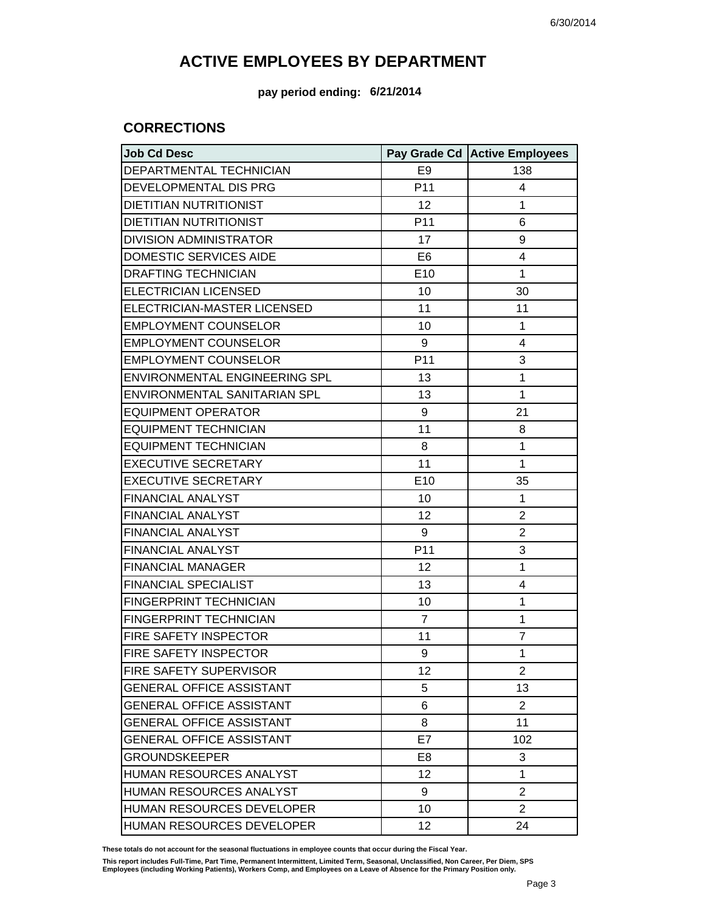# ACTIVE EMPLOYEES BY DEPARTMENT

**pay period ending: 6/21/2014**

## CORRECTIONS

| Job Cd Desc | Pay Grade Cd | Active Employees |
|---|---|---|
| DEPARTMENTAL TECHNICIAN | E9 | 138 |
| DEVELOPMENTAL DIS PRG | P11 | 4 |
| DIETITIAN NUTRITIONIST | 12 | 1 |
| DIETITIAN NUTRITIONIST | P11 | 6 |
| DIVISION ADMINISTRATOR | 17 | 9 |
| DOMESTIC SERVICES AIDE | E6 | 4 |
| DRAFTING TECHNICIAN | E10 | 1 |
| ELECTRICIAN LICENSED | 10 | 30 |
| ELECTRICIAN-MASTER LICENSED | 11 | 11 |
| EMPLOYMENT COUNSELOR | 10 | 1 |
| EMPLOYMENT COUNSELOR | 9 | 4 |
| EMPLOYMENT COUNSELOR | P11 | 3 |
| ENVIRONMENTAL ENGINEERING SPL | 13 | 1 |
| ENVIRONMENTAL SANITARIAN SPL | 13 | 1 |
| EQUIPMENT OPERATOR | 9 | 21 |
| EQUIPMENT TECHNICIAN | 11 | 8 |
| EQUIPMENT TECHNICIAN | 8 | 1 |
| EXECUTIVE SECRETARY | 11 | 1 |
| EXECUTIVE SECRETARY | E10 | 35 |
| FINANCIAL ANALYST | 10 | 1 |
| FINANCIAL ANALYST | 12 | 2 |
| FINANCIAL ANALYST | 9 | 2 |
| FINANCIAL ANALYST | P11 | 3 |
| FINANCIAL MANAGER | 12 | 1 |
| FINANCIAL SPECIALIST | 13 | 4 |
| FINGERPRINT TECHNICIAN | 10 | 1 |
| FINGERPRINT TECHNICIAN | 7 | 1 |
| FIRE SAFETY INSPECTOR | 11 | 7 |
| FIRE SAFETY INSPECTOR | 9 | 1 |
| FIRE SAFETY SUPERVISOR | 12 | 2 |
| GENERAL OFFICE ASSISTANT | 5 | 13 |
| GENERAL OFFICE ASSISTANT | 6 | 2 |
| GENERAL OFFICE ASSISTANT | 8 | 11 |
| GENERAL OFFICE ASSISTANT | E7 | 102 |
| GROUNDSKEEPER | E8 | 3 |
| HUMAN RESOURCES ANALYST | 12 | 1 |
| HUMAN RESOURCES ANALYST | 9 | 2 |
| HUMAN RESOURCES DEVELOPER | 10 | 2 |
| HUMAN RESOURCES DEVELOPER | 12 | 24 |

**These totals do not account for the seasonal fluctuations in employee counts that occur during the Fiscal Year.**

**This report includes Full-Time, Part Time, Permanent Intermittent, Limited Term, Seasonal, Unclassified, Non Career, Per Diem, SPS Employees (including Working Patients), Workers Comp, and Employees on a Leave of Absence for the Primary Position only.**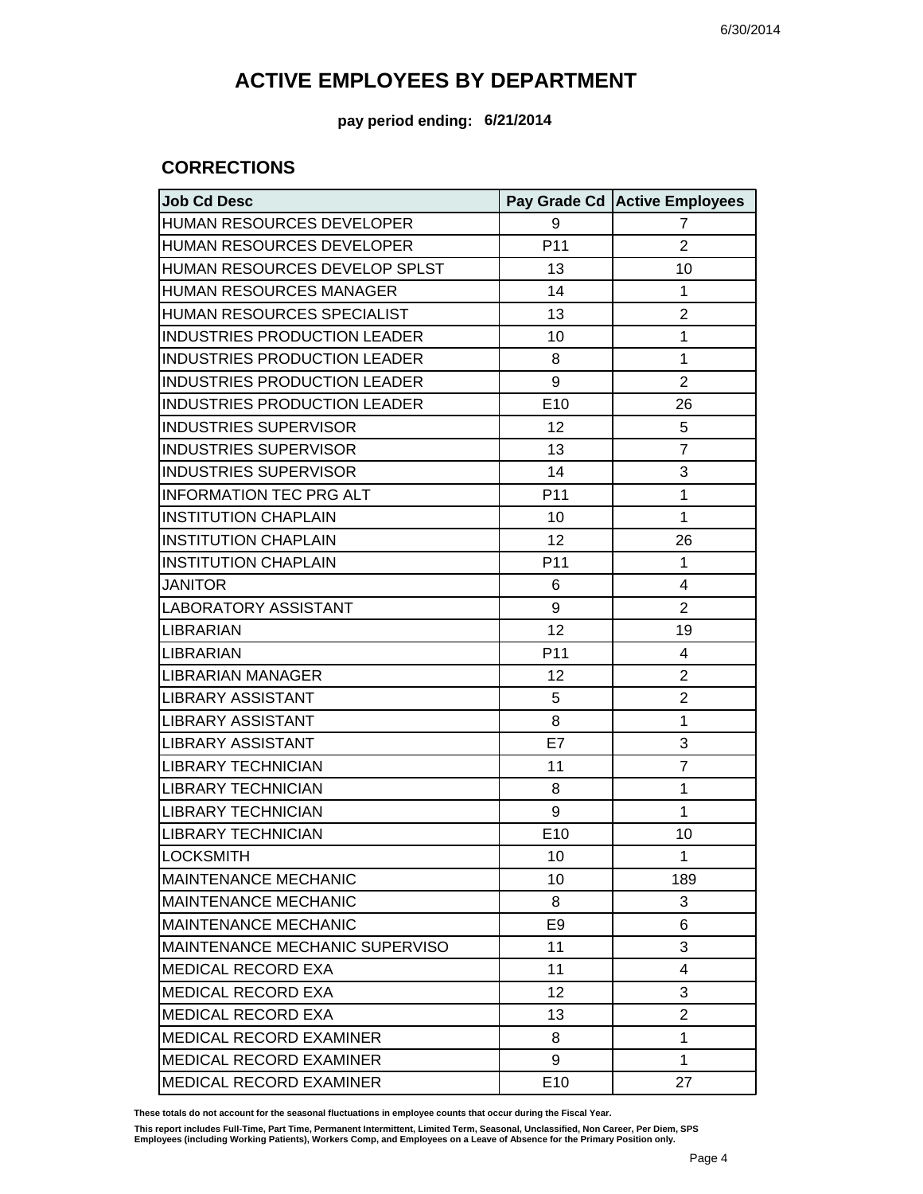# ACTIVE EMPLOYEES BY DEPARTMENT

**pay period ending: 6/21/2014**

## CORRECTIONS

| Job Cd Desc | Pay Grade Cd | Active Employees |
|---|---|---|
| HUMAN RESOURCES DEVELOPER | 9 | 7 |
| HUMAN RESOURCES DEVELOPER | P11 | 2 |
| HUMAN RESOURCES DEVELOP SPLST | 13 | 10 |
| HUMAN RESOURCES MANAGER | 14 | 1 |
| HUMAN RESOURCES SPECIALIST | 13 | 2 |
| INDUSTRIES PRODUCTION LEADER | 10 | 1 |
| INDUSTRIES PRODUCTION LEADER | 8 | 1 |
| INDUSTRIES PRODUCTION LEADER | 9 | 2 |
| INDUSTRIES PRODUCTION LEADER | E10 | 26 |
| INDUSTRIES SUPERVISOR | 12 | 5 |
| INDUSTRIES SUPERVISOR | 13 | 7 |
| INDUSTRIES SUPERVISOR | 14 | 3 |
| INFORMATION TEC PRG ALT | P11 | 1 |
| INSTITUTION CHAPLAIN | 10 | 1 |
| INSTITUTION CHAPLAIN | 12 | 26 |
| INSTITUTION CHAPLAIN | P11 | 1 |
| JANITOR | 6 | 4 |
| LABORATORY ASSISTANT | 9 | 2 |
| LIBRARIAN | 12 | 19 |
| LIBRARIAN | P11 | 4 |
| LIBRARIAN MANAGER | 12 | 2 |
| LIBRARY ASSISTANT | 5 | 2 |
| LIBRARY ASSISTANT | 8 | 1 |
| LIBRARY ASSISTANT | E7 | 3 |
| LIBRARY TECHNICIAN | 11 | 7 |
| LIBRARY TECHNICIAN | 8 | 1 |
| LIBRARY TECHNICIAN | 9 | 1 |
| LIBRARY TECHNICIAN | E10 | 10 |
| LOCKSMITH | 10 | 1 |
| MAINTENANCE MECHANIC | 10 | 189 |
| MAINTENANCE MECHANIC | 8 | 3 |
| MAINTENANCE MECHANIC | E9 | 6 |
| MAINTENANCE MECHANIC SUPERVISO | 11 | 3 |
| MEDICAL RECORD EXA | 11 | 4 |
| MEDICAL RECORD EXA | 12 | 3 |
| MEDICAL RECORD EXA | 13 | 2 |
| MEDICAL RECORD EXAMINER | 8 | 1 |
| MEDICAL RECORD EXAMINER | 9 | 1 |
| MEDICAL RECORD EXAMINER | E10 | 27 |

**These totals do not account for the seasonal fluctuations in employee counts that occur during the Fiscal Year.**

**This report includes Full-Time, Part Time, Permanent Intermittent, Limited Term, Seasonal, Unclassified, Non Career, Per Diem, SPS Employees (including Working Patients), Workers Comp, and Employees on a Leave of Absence for the Primary Position only.**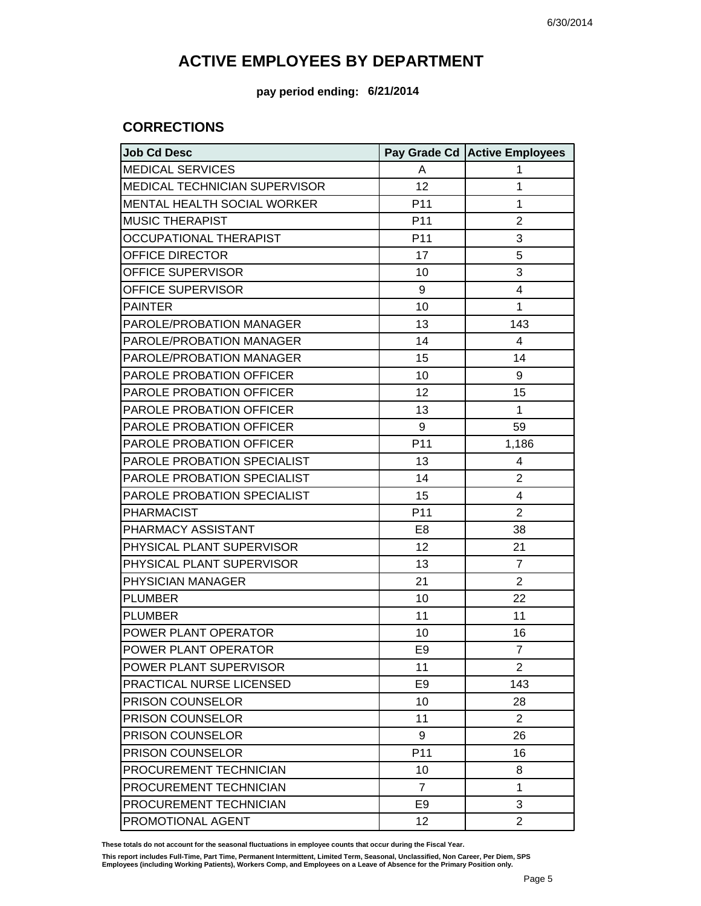# ACTIVE EMPLOYEES BY DEPARTMENT

**pay period ending: 6/21/2014**

## CORRECTIONS

| Job Cd Desc | Pay Grade Cd | Active Employees |
|---|---|---|
| MEDICAL SERVICES | A | 1 |
| MEDICAL TECHNICIAN SUPERVISOR | 12 | 1 |
| MENTAL HEALTH SOCIAL WORKER | P11 | 1 |
| MUSIC THERAPIST | P11 | 2 |
| OCCUPATIONAL THERAPIST | P11 | 3 |
| OFFICE DIRECTOR | 17 | 5 |
| OFFICE SUPERVISOR | 10 | 3 |
| OFFICE SUPERVISOR | 9 | 4 |
| PAINTER | 10 | 1 |
| PAROLE/PROBATION MANAGER | 13 | 143 |
| PAROLE/PROBATION MANAGER | 14 | 4 |
| PAROLE/PROBATION MANAGER | 15 | 14 |
| PAROLE PROBATION OFFICER | 10 | 9 |
| PAROLE PROBATION OFFICER | 12 | 15 |
| PAROLE PROBATION OFFICER | 13 | 1 |
| PAROLE PROBATION OFFICER | 9 | 59 |
| PAROLE PROBATION OFFICER | P11 | 1,186 |
| PAROLE PROBATION SPECIALIST | 13 | 4 |
| PAROLE PROBATION SPECIALIST | 14 | 2 |
| PAROLE PROBATION SPECIALIST | 15 | 4 |
| PHARMACIST | P11 | 2 |
| PHARMACY ASSISTANT | E8 | 38 |
| PHYSICAL PLANT SUPERVISOR | 12 | 21 |
| PHYSICAL PLANT SUPERVISOR | 13 | 7 |
| PHYSICIAN MANAGER | 21 | 2 |
| PLUMBER | 10 | 22 |
| PLUMBER | 11 | 11 |
| POWER PLANT OPERATOR | 10 | 16 |
| POWER PLANT OPERATOR | E9 | 7 |
| POWER PLANT SUPERVISOR | 11 | 2 |
| PRACTICAL NURSE LICENSED | E9 | 143 |
| PRISON COUNSELOR | 10 | 28 |
| PRISON COUNSELOR | 11 | 2 |
| PRISON COUNSELOR | 9 | 26 |
| PRISON COUNSELOR | P11 | 16 |
| PROCUREMENT TECHNICIAN | 10 | 8 |
| PROCUREMENT TECHNICIAN | 7 | 1 |
| PROCUREMENT TECHNICIAN | E9 | 3 |
| PROMOTIONAL AGENT | 12 | 2 |

**These totals do not account for the seasonal fluctuations in employee counts that occur during the Fiscal Year.**

**This report includes Full-Time, Part Time, Permanent Intermittent, Limited Term, Seasonal, Unclassified, Non Career, Per Diem, SPS Employees (including Working Patients), Workers Comp, and Employees on a Leave of Absence for the Primary Position only.**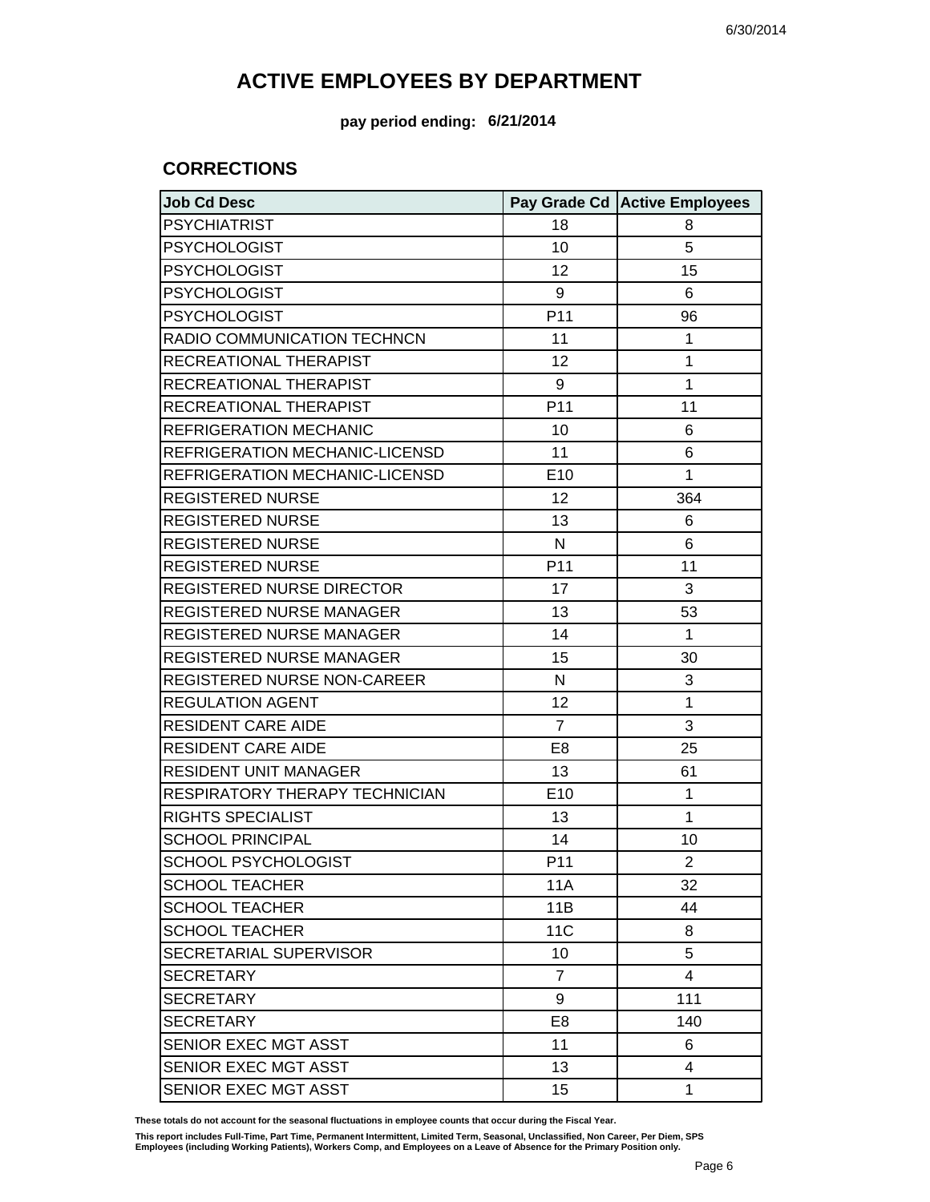# ACTIVE EMPLOYEES BY DEPARTMENT

**pay period ending: 6/21/2014**

## CORRECTIONS

| Job Cd Desc | Pay Grade Cd | Active Employees |
|---|---|---|
| PSYCHIATRIST | 18 | 8 |
| PSYCHOLOGIST | 10 | 5 |
| PSYCHOLOGIST | 12 | 15 |
| PSYCHOLOGIST | 9 | 6 |
| PSYCHOLOGIST | P11 | 96 |
| RADIO COMMUNICATION TECHNCN | 11 | 1 |
| RECREATIONAL THERAPIST | 12 | 1 |
| RECREATIONAL THERAPIST | 9 | 1 |
| RECREATIONAL THERAPIST | P11 | 11 |
| REFRIGERATION MECHANIC | 10 | 6 |
| REFRIGERATION MECHANIC-LICENSD | 11 | 6 |
| REFRIGERATION MECHANIC-LICENSD | E10 | 1 |
| REGISTERED NURSE | 12 | 364 |
| REGISTERED NURSE | 13 | 6 |
| REGISTERED NURSE | N | 6 |
| REGISTERED NURSE | P11 | 11 |
| REGISTERED NURSE DIRECTOR | 17 | 3 |
| REGISTERED NURSE MANAGER | 13 | 53 |
| REGISTERED NURSE MANAGER | 14 | 1 |
| REGISTERED NURSE MANAGER | 15 | 30 |
| REGISTERED NURSE NON-CAREER | N | 3 |
| REGULATION AGENT | 12 | 1 |
| RESIDENT CARE AIDE | 7 | 3 |
| RESIDENT CARE AIDE | E8 | 25 |
| RESIDENT UNIT MANAGER | 13 | 61 |
| RESPIRATORY THERAPY TECHNICIAN | E10 | 1 |
| RIGHTS SPECIALIST | 13 | 1 |
| SCHOOL PRINCIPAL | 14 | 10 |
| SCHOOL PSYCHOLOGIST | P11 | 2 |
| SCHOOL TEACHER | 11A | 32 |
| SCHOOL TEACHER | 11B | 44 |
| SCHOOL TEACHER | 11C | 8 |
| SECRETARIAL SUPERVISOR | 10 | 5 |
| SECRETARY | 7 | 4 |
| SECRETARY | 9 | 111 |
| SECRETARY | E8 | 140 |
| SENIOR EXEC MGT ASST | 11 | 6 |
| SENIOR EXEC MGT ASST | 13 | 4 |
| SENIOR EXEC MGT ASST | 15 | 1 |

**These totals do not account for the seasonal fluctuations in employee counts that occur during the Fiscal Year.**

**This report includes Full-Time, Part Time, Permanent Intermittent, Limited Term, Seasonal, Unclassified, Non Career, Per Diem, SPS Employees (including Working Patients), Workers Comp, and Employees on a Leave of Absence for the Primary Position only.**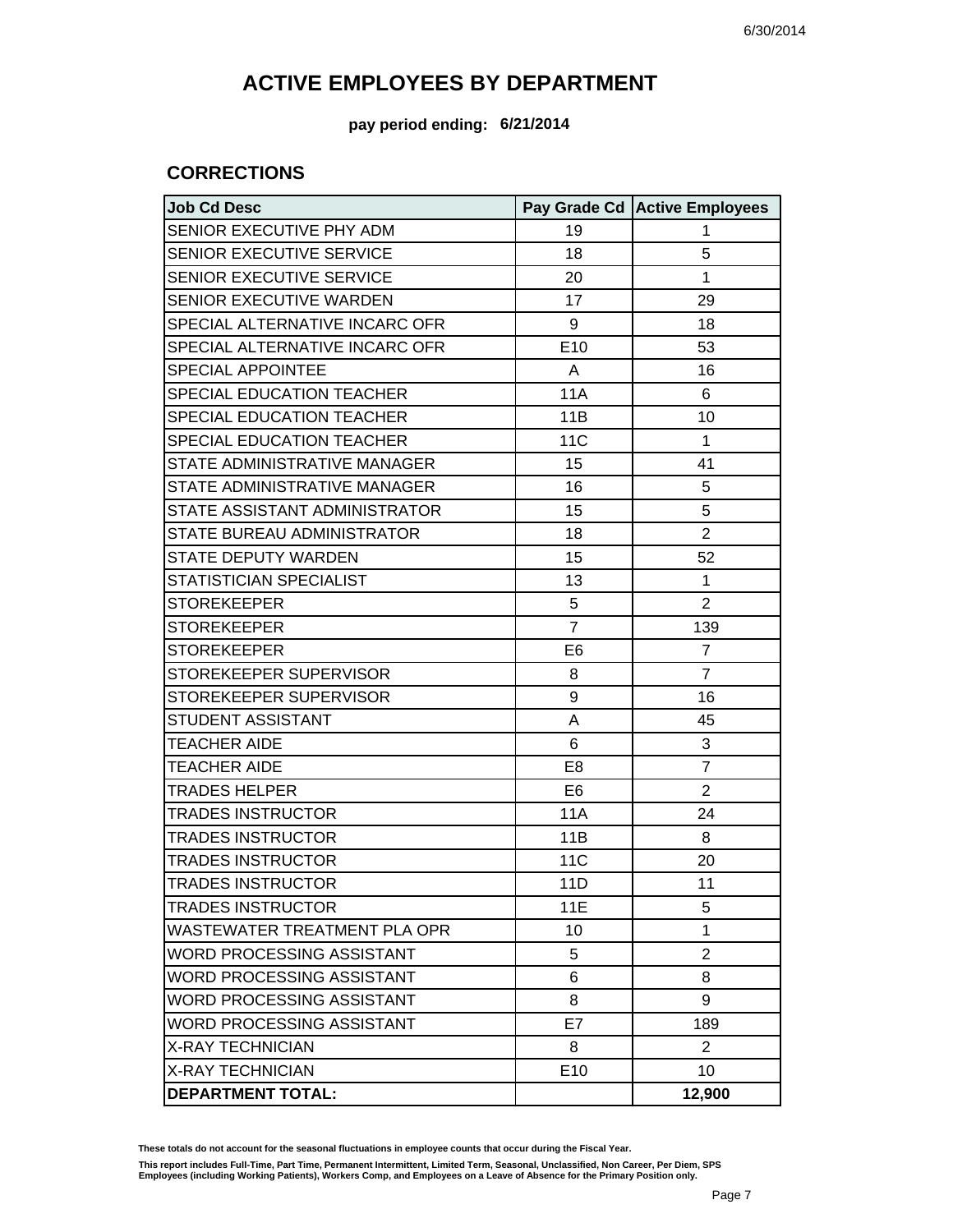# ACTIVE EMPLOYEES BY DEPARTMENT

**pay period ending: 6/21/2014**

## CORRECTIONS

| Job Cd Desc | Pay Grade Cd | Active Employees |
|---|---|---|
| SENIOR EXECUTIVE PHY ADM | 19 | 1 |
| SENIOR EXECUTIVE SERVICE | 18 | 5 |
| SENIOR EXECUTIVE SERVICE | 20 | 1 |
| SENIOR EXECUTIVE WARDEN | 17 | 29 |
| SPECIAL ALTERNATIVE INCARC OFR | 9 | 18 |
| SPECIAL ALTERNATIVE INCARC OFR | E10 | 53 |
| SPECIAL APPOINTEE | A | 16 |
| SPECIAL EDUCATION TEACHER | 11A | 6 |
| SPECIAL EDUCATION TEACHER | 11B | 10 |
| SPECIAL EDUCATION TEACHER | 11C | 1 |
| STATE ADMINISTRATIVE MANAGER | 15 | 41 |
| STATE ADMINISTRATIVE MANAGER | 16 | 5 |
| STATE ASSISTANT ADMINISTRATOR | 15 | 5 |
| STATE BUREAU ADMINISTRATOR | 18 | 2 |
| STATE DEPUTY WARDEN | 15 | 52 |
| STATISTICIAN SPECIALIST | 13 | 1 |
| STOREKEEPER | 5 | 2 |
| STOREKEEPER | 7 | 139 |
| STOREKEEPER | E6 | 7 |
| STOREKEEPER SUPERVISOR | 8 | 7 |
| STOREKEEPER SUPERVISOR | 9 | 16 |
| STUDENT ASSISTANT | A | 45 |
| TEACHER AIDE | 6 | 3 |
| TEACHER AIDE | E8 | 7 |
| TRADES HELPER | E6 | 2 |
| TRADES INSTRUCTOR | 11A | 24 |
| TRADES INSTRUCTOR | 11B | 8 |
| TRADES INSTRUCTOR | 11C | 20 |
| TRADES INSTRUCTOR | 11D | 11 |
| TRADES INSTRUCTOR | 11E | 5 |
| WASTEWATER TREATMENT PLA OPR | 10 | 1 |
| WORD PROCESSING ASSISTANT | 5 | 2 |
| WORD PROCESSING ASSISTANT | 6 | 8 |
| WORD PROCESSING ASSISTANT | 8 | 9 |
| WORD PROCESSING ASSISTANT | E7 | 189 |
| X-RAY TECHNICIAN | 8 | 2 |
| X-RAY TECHNICIAN | E10 | 10 |
| **DEPARTMENT TOTAL:** | | **12,900** |

**These totals do not account for the seasonal fluctuations in employee counts that occur during the Fiscal Year.**

**This report includes Full-Time, Part Time, Permanent Intermittent, Limited Term, Seasonal, Unclassified, Non Career, Per Diem, SPS Employees (including Working Patients), Workers Comp, and Employees on a Leave of Absence for the Primary Position only.**